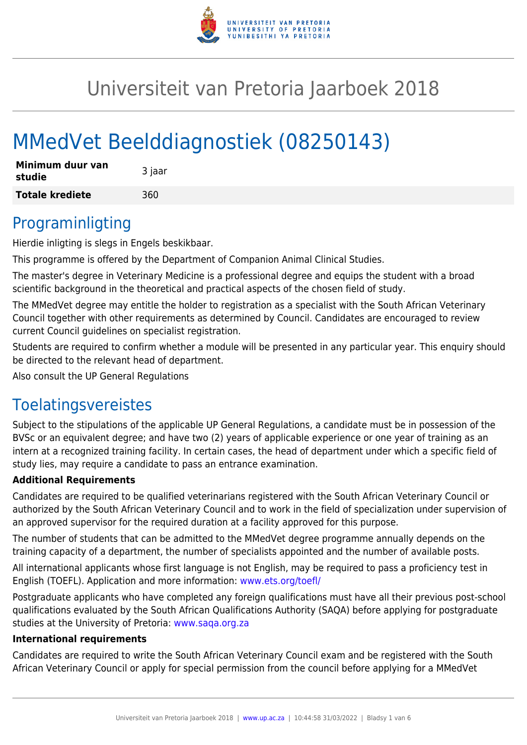# Universiteit van Pretoria Jaarboek 2018

# MMedVet Beelddiagnostiek (08250143)

| | |
|---|---|
| **Minimum duur van studie** | 3 jaar |
| **Totale krediete** | 360 |

## Programinligting

Hierdie inligting is slegs in Engels beskikbaar.

This programme is offered by the Department of Companion Animal Clinical Studies.

The master's degree in Veterinary Medicine is a professional degree and equips the student with a broad scientific background in the theoretical and practical aspects of the chosen field of study.

The MMedVet degree may entitle the holder to registration as a specialist with the South African Veterinary Council together with other requirements as determined by Council. Candidates are encouraged to review current Council guidelines on specialist registration.

Students are required to confirm whether a module will be presented in any particular year. This enquiry should be directed to the relevant head of department.

Also consult the UP General Regulations

## Toelatingsvereistes

Subject to the stipulations of the applicable UP General Regulations, a candidate must be in possession of the BVSc or an equivalent degree; and have two (2) years of applicable experience or one year of training as an intern at a recognized training facility. In certain cases, the head of department under which a specific field of study lies, may require a candidate to pass an entrance examination.

**Additional Requirements**

Candidates are required to be qualified veterinarians registered with the South African Veterinary Council or authorized by the South African Veterinary Council and to work in the field of specialization under supervision of an approved supervisor for the required duration at a facility approved for this purpose.

The number of students that can be admitted to the MMedVet degree programme annually depends on the training capacity of a department, the number of specialists appointed and the number of available posts.

All international applicants whose first language is not English, may be required to pass a proficiency test in English (TOEFL). Application and more information: www.ets.org/toefl/

Postgraduate applicants who have completed any foreign qualifications must have all their previous post-school qualifications evaluated by the South African Qualifications Authority (SAQA) before applying for postgraduate studies at the University of Pretoria: www.saqa.org.za

**International requirements**

Candidates are required to write the South African Veterinary Council exam and be registered with the South African Veterinary Council or apply for special permission from the council before applying for a MMedVet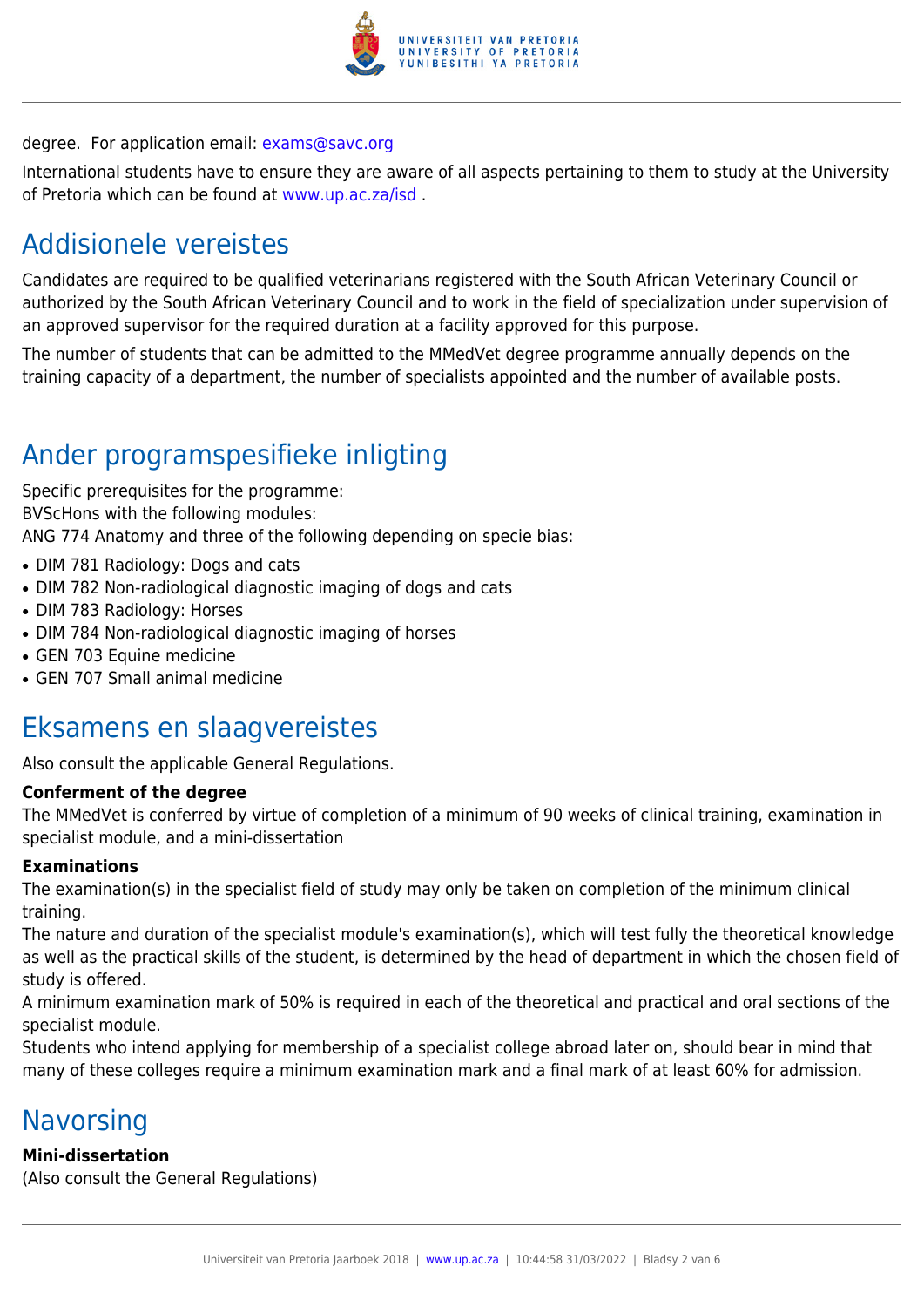degree. For application email: exams@savc.org

International students have to ensure they are aware of all aspects pertaining to them to study at the University of Pretoria which can be found at www.up.ac.za/isd .

## Addisionele vereistes

Candidates are required to be qualified veterinarians registered with the South African Veterinary Council or authorized by the South African Veterinary Council and to work in the field of specialization under supervision of an approved supervisor for the required duration at a facility approved for this purpose.

The number of students that can be admitted to the MMedVet degree programme annually depends on the training capacity of a department, the number of specialists appointed and the number of available posts.

## Ander programspesifieke inligting

Specific prerequisites for the programme:
BVScHons with the following modules:
ANG 774 Anatomy and three of the following depending on specie bias:

- DIM 781 Radiology: Dogs and cats
- DIM 782 Non-radiological diagnostic imaging of dogs and cats
- DIM 783 Radiology: Horses
- DIM 784 Non-radiological diagnostic imaging of horses
- GEN 703 Equine medicine
- GEN 707 Small animal medicine

## Eksamens en slaagvereistes

Also consult the applicable General Regulations.

**Conferment of the degree**
The MMedVet is conferred by virtue of completion of a minimum of 90 weeks of clinical training, examination in specialist module, and a mini-dissertation

**Examinations**
The examination(s) in the specialist field of study may only be taken on completion of the minimum clinical training.
The nature and duration of the specialist module's examination(s), which will test fully the theoretical knowledge as well as the practical skills of the student, is determined by the head of department in which the chosen field of study is offered.
A minimum examination mark of 50% is required in each of the theoretical and practical and oral sections of the specialist module.
Students who intend applying for membership of a specialist college abroad later on, should bear in mind that many of these colleges require a minimum examination mark and a final mark of at least 60% for admission.

## Navorsing

**Mini-dissertation**
(Also consult the General Regulations)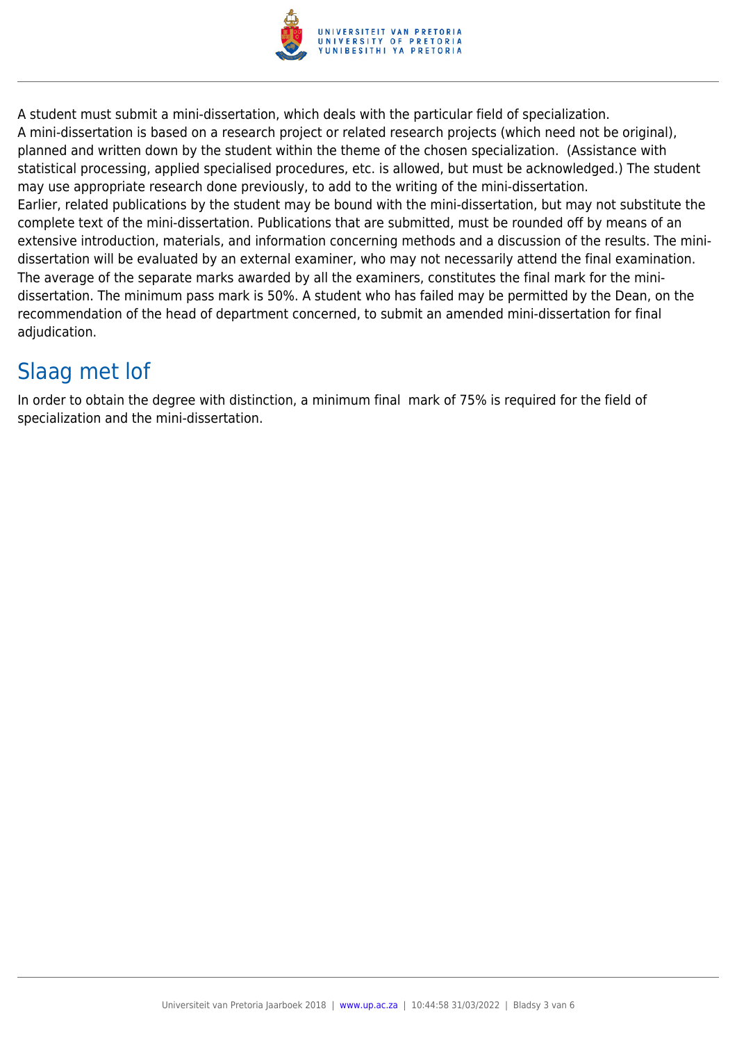A student must submit a mini-dissertation, which deals with the particular field of specialization.
A mini-dissertation is based on a research project or related research projects (which need not be original), planned and written down by the student within the theme of the chosen specialization.  (Assistance with statistical processing, applied specialised procedures, etc. is allowed, but must be acknowledged.) The student may use appropriate research done previously, to add to the writing of the mini-dissertation.
Earlier, related publications by the student may be bound with the mini-dissertation, but may not substitute the complete text of the mini-dissertation. Publications that are submitted, must be rounded off by means of an extensive introduction, materials, and information concerning methods and a discussion of the results. The mini-dissertation will be evaluated by an external examiner, who may not necessarily attend the final examination. The average of the separate marks awarded by all the examiners, constitutes the final mark for the mini-dissertation. The minimum pass mark is 50%. A student who has failed may be permitted by the Dean, on the recommendation of the head of department concerned, to submit an amended mini-dissertation for final adjudication.

## Slaag met lof

In order to obtain the degree with distinction, a minimum final  mark of 75% is required for the field of specialization and the mini-dissertation.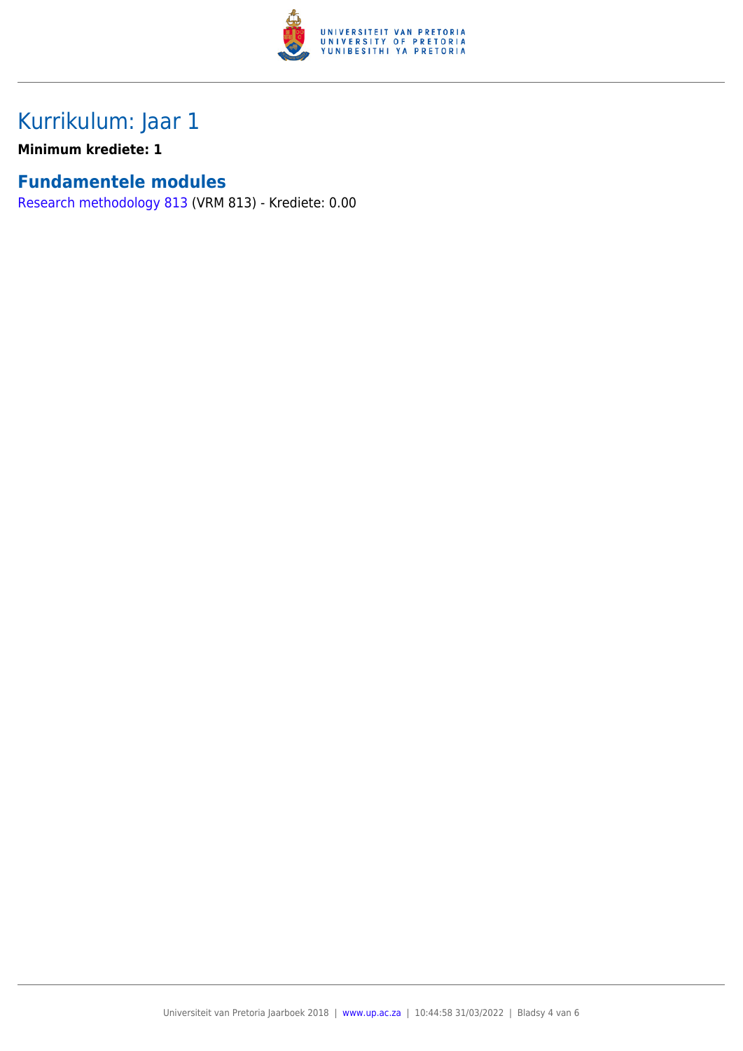# Kurrikulum: Jaar 1

**Minimum krediete: 1**

## Fundamentele modules

Research methodology 813 (VRM 813) - Krediete: 0.00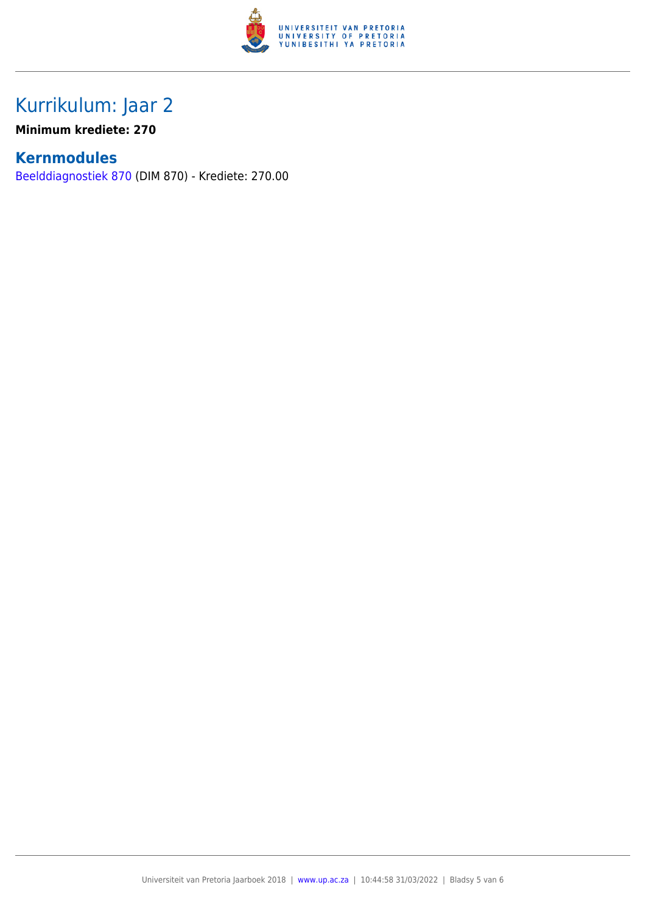# Kurrikulum: Jaar 2

**Minimum krediete: 270**

## Kernmodules

Beelddiagnostiek 870 (DIM 870) - Krediete: 270.00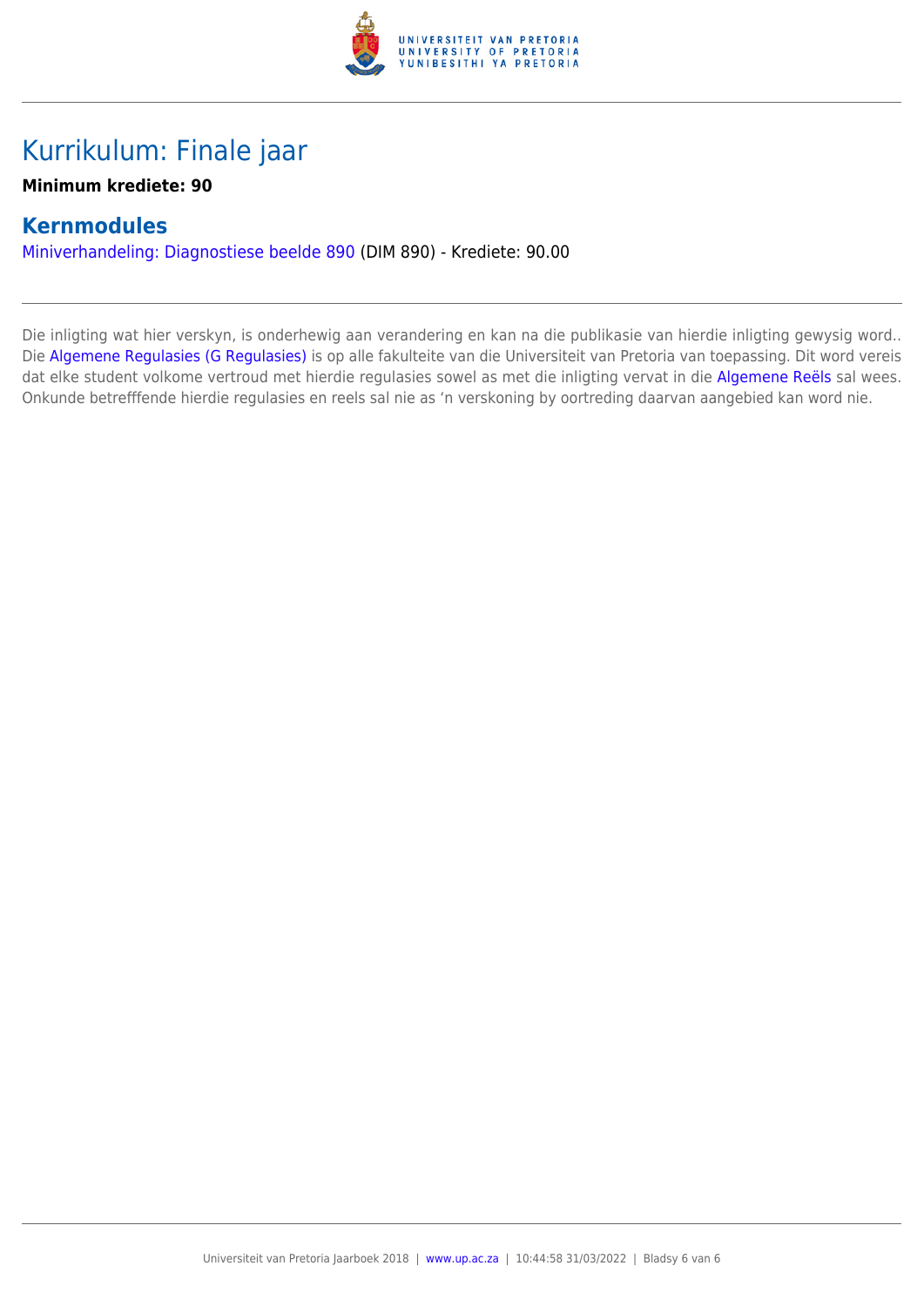## Kurrikulum: Finale jaar

**Minimum krediete: 90**

### Kernmodules

Miniverhandeling: Diagnostiese beelde 890 (DIM 890) - Krediete: 90.00

Die inligting wat hier verskyn, is onderhewig aan verandering en kan na die publikasie van hierdie inligting gewysig word.. Die Algemene Regulasies (G Regulasies) is op alle fakulteite van die Universiteit van Pretoria van toepassing. Dit word vereis dat elke student volkome vertroud met hierdie regulasies sowel as met die inligting vervat in die Algemene Reëls sal wees. Onkunde betrefffende hierdie regulasies en reels sal nie as 'n verskoning by oortreding daarvan aangebied kan word nie.